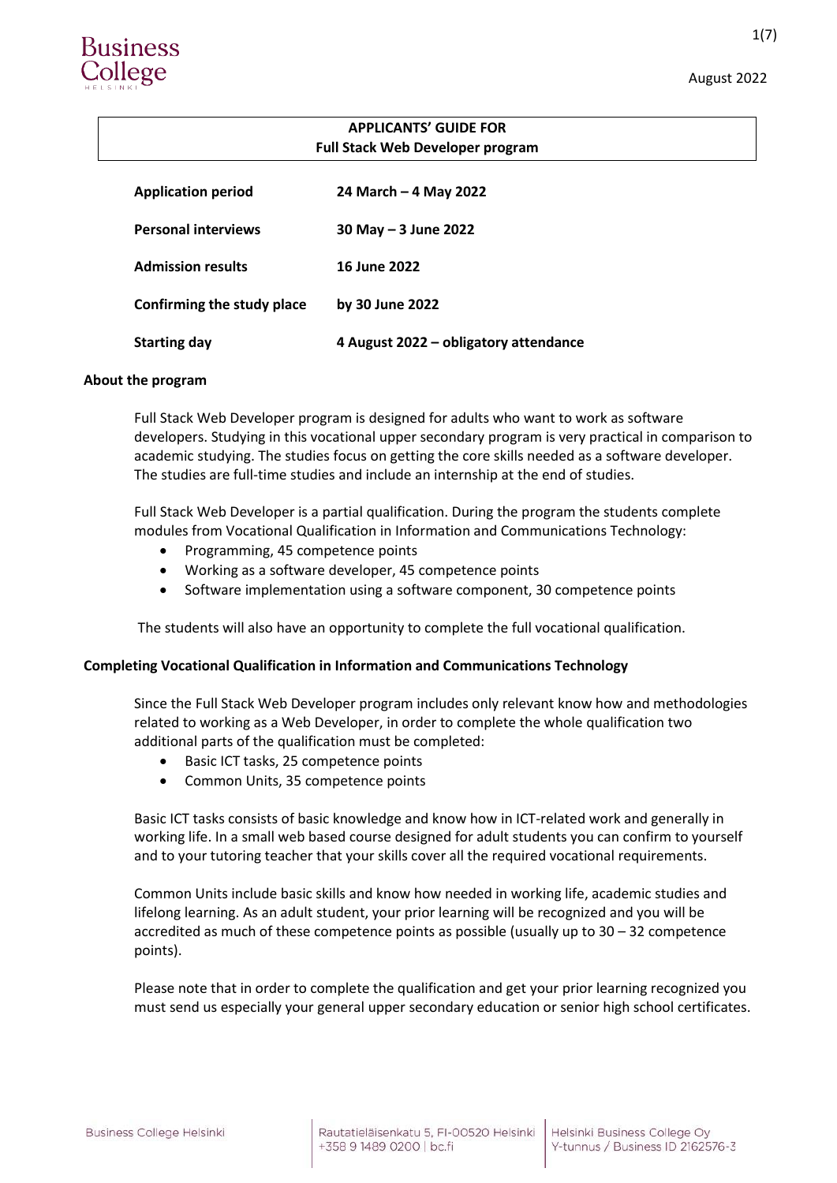# APPLICANTS' GUIDE FOR Full Stack Web Developer program

| | |
|---|---|
| **Application period** | **24 March – 4 May 2022** |
| **Personal interviews** | **30 May – 3 June 2022** |
| **Admission results** | **16 June 2022** |
| **Confirming the study place** | **by 30 June 2022** |
| **Starting day** | **4 August 2022 – obligatory attendance** |

## About the program

Full Stack Web Developer program is designed for adults who want to work as software developers. Studying in this vocational upper secondary program is very practical in comparison to academic studying. The studies focus on getting the core skills needed as a software developer. The studies are full-time studies and include an internship at the end of studies.

Full Stack Web Developer is a partial qualification. During the program the students complete modules from Vocational Qualification in Information and Communications Technology:

- Programming, 45 competence points
- Working as a software developer, 45 competence points
- Software implementation using a software component, 30 competence points

The students will also have an opportunity to complete the full vocational qualification.

## Completing Vocational Qualification in Information and Communications Technology

Since the Full Stack Web Developer program includes only relevant know how and methodologies related to working as a Web Developer, in order to complete the whole qualification two additional parts of the qualification must be completed:

- Basic ICT tasks, 25 competence points
- Common Units, 35 competence points

Basic ICT tasks consists of basic knowledge and know how in ICT-related work and generally in working life. In a small web based course designed for adult students you can confirm to yourself and to your tutoring teacher that your skills cover all the required vocational requirements.

Common Units include basic skills and know how needed in working life, academic studies and lifelong learning. As an adult student, your prior learning will be recognized and you will be accredited as much of these competence points as possible (usually up to 30 – 32 competence points).

Please note that in order to complete the qualification and get your prior learning recognized you must send us especially your general upper secondary education or senior high school certificates.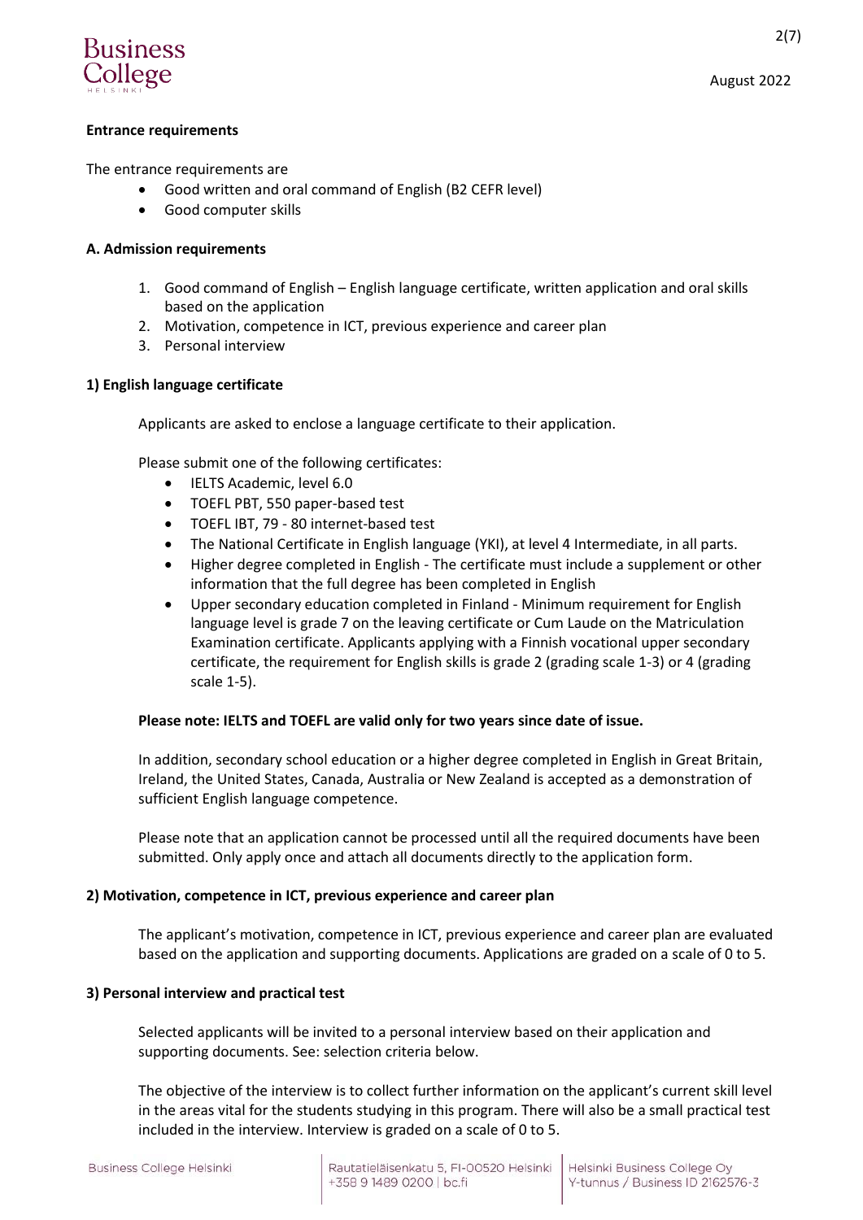**Entrance requirements**

The entrance requirements are

- Good written and oral command of English (B2 CEFR level)
- Good computer skills

**A. Admission requirements**

1. Good command of English – English language certificate, written application and oral skills based on the application
2. Motivation, competence in ICT, previous experience and career plan
3. Personal interview

**1) English language certificate**

Applicants are asked to enclose a language certificate to their application.

Please submit one of the following certificates:

- IELTS Academic, level 6.0
- TOEFL PBT, 550 paper-based test
- TOEFL IBT, 79 - 80 internet-based test
- The National Certificate in English language (YKI), at level 4 Intermediate, in all parts.
- Higher degree completed in English - The certificate must include a supplement or other information that the full degree has been completed in English
- Upper secondary education completed in Finland - Minimum requirement for English language level is grade 7 on the leaving certificate or Cum Laude on the Matriculation Examination certificate. Applicants applying with a Finnish vocational upper secondary certificate, the requirement for English skills is grade 2 (grading scale 1-3) or 4 (grading scale 1-5).

**Please note: IELTS and TOEFL are valid only for two years since date of issue.**

In addition, secondary school education or a higher degree completed in English in Great Britain, Ireland, the United States, Canada, Australia or New Zealand is accepted as a demonstration of sufficient English language competence.

Please note that an application cannot be processed until all the required documents have been submitted. Only apply once and attach all documents directly to the application form.

**2) Motivation, competence in ICT, previous experience and career plan**

The applicant's motivation, competence in ICT, previous experience and career plan are evaluated based on the application and supporting documents. Applications are graded on a scale of 0 to 5.

**3) Personal interview and practical test**

Selected applicants will be invited to a personal interview based on their application and supporting documents. See: selection criteria below.

The objective of the interview is to collect further information on the applicant's current skill level in the areas vital for the students studying in this program. There will also be a small practical test included in the interview. Interview is graded on a scale of 0 to 5.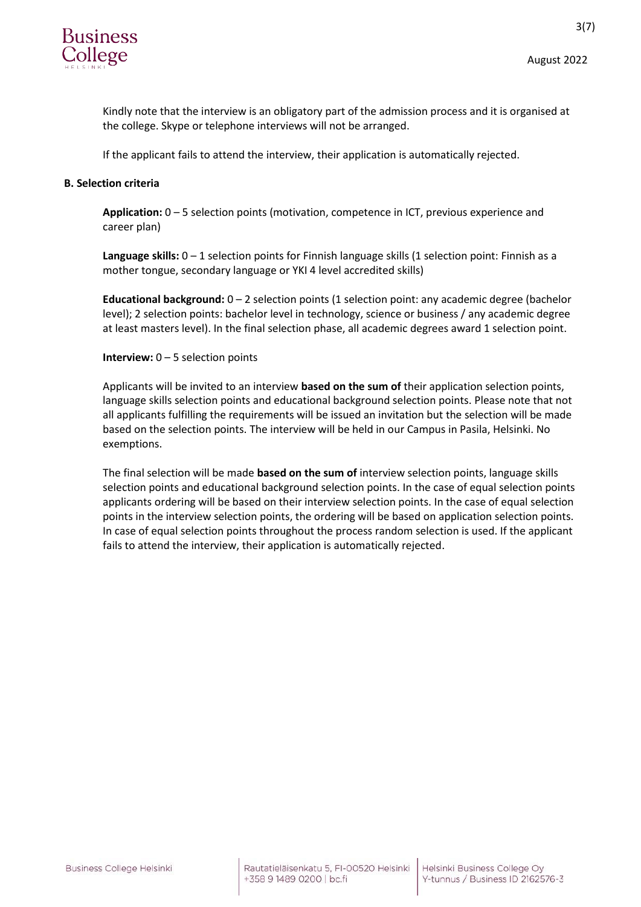Kindly note that the interview is an obligatory part of the admission process and it is organised at the college. Skype or telephone interviews will not be arranged.

If the applicant fails to attend the interview, their application is automatically rejected.

**B. Selection criteria**

**Application:** 0 – 5 selection points (motivation, competence in ICT, previous experience and career plan)

**Language skills:** 0 – 1 selection points for Finnish language skills (1 selection point: Finnish as a mother tongue, secondary language or YKI 4 level accredited skills)

**Educational background:** 0 – 2 selection points (1 selection point: any academic degree (bachelor level); 2 selection points: bachelor level in technology, science or business / any academic degree at least masters level). In the final selection phase, all academic degrees award 1 selection point.

**Interview:** 0 – 5 selection points

Applicants will be invited to an interview **based on the sum of** their application selection points, language skills selection points and educational background selection points. Please note that not all applicants fulfilling the requirements will be issued an invitation but the selection will be made based on the selection points. The interview will be held in our Campus in Pasila, Helsinki. No exemptions.

The final selection will be made **based on the sum of** interview selection points, language skills selection points and educational background selection points. In the case of equal selection points applicants ordering will be based on their interview selection points. In the case of equal selection points in the interview selection points, the ordering will be based on application selection points. In case of equal selection points throughout the process random selection is used. If the applicant fails to attend the interview, their application is automatically rejected.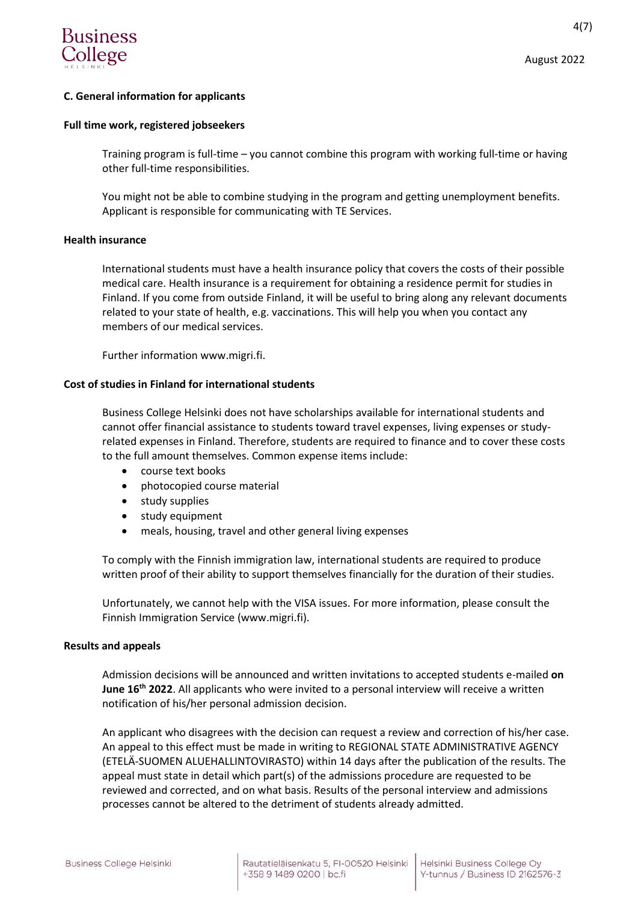## C. General information for applicants

### Full time work, registered jobseekers

Training program is full-time – you cannot combine this program with working full-time or having other full-time responsibilities.

You might not be able to combine studying in the program and getting unemployment benefits. Applicant is responsible for communicating with TE Services.

### Health insurance

International students must have a health insurance policy that covers the costs of their possible medical care. Health insurance is a requirement for obtaining a residence permit for studies in Finland. If you come from outside Finland, it will be useful to bring along any relevant documents related to your state of health, e.g. vaccinations. This will help you when you contact any members of our medical services.

Further information www.migri.fi.

### Cost of studies in Finland for international students

Business College Helsinki does not have scholarships available for international students and cannot offer financial assistance to students toward travel expenses, living expenses or study-related expenses in Finland. Therefore, students are required to finance and to cover these costs to the full amount themselves. Common expense items include:

- course text books
- photocopied course material
- study supplies
- study equipment
- meals, housing, travel and other general living expenses

To comply with the Finnish immigration law, international students are required to produce written proof of their ability to support themselves financially for the duration of their studies.

Unfortunately, we cannot help with the VISA issues. For more information, please consult the Finnish Immigration Service (www.migri.fi).

### Results and appeals

Admission decisions will be announced and written invitations to accepted students e-mailed **on June 16th 2022**. All applicants who were invited to a personal interview will receive a written notification of his/her personal admission decision.

An applicant who disagrees with the decision can request a review and correction of his/her case. An appeal to this effect must be made in writing to REGIONAL STATE ADMINISTRATIVE AGENCY (ETELÄ-SUOMEN ALUEHALLINTOVIRASTO) within 14 days after the publication of the results. The appeal must state in detail which part(s) of the admissions procedure are requested to be reviewed and corrected, and on what basis. Results of the personal interview and admissions processes cannot be altered to the detriment of students already admitted.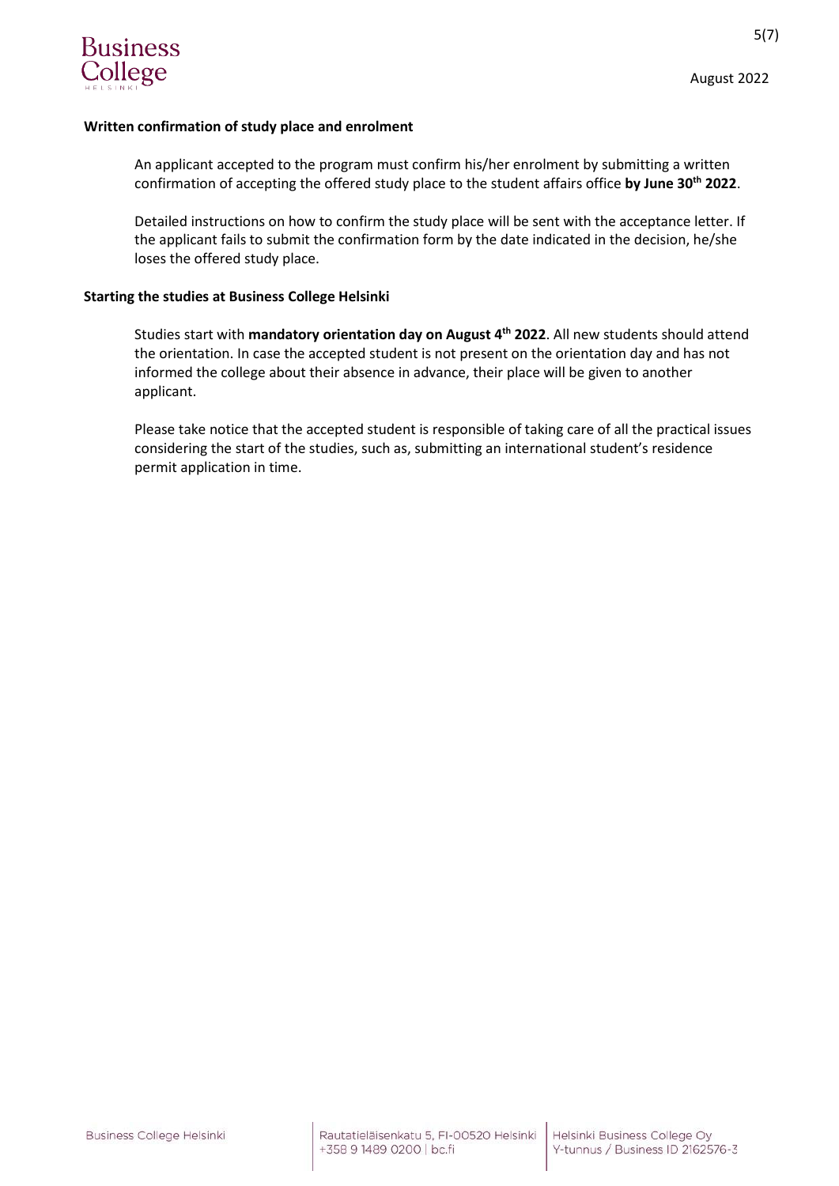**Written confirmation of study place and enrolment**

An applicant accepted to the program must confirm his/her enrolment by submitting a written confirmation of accepting the offered study place to the student affairs office **by June 30th 2022**.

Detailed instructions on how to confirm the study place will be sent with the acceptance letter. If the applicant fails to submit the confirmation form by the date indicated in the decision, he/she loses the offered study place.

**Starting the studies at Business College Helsinki**

Studies start with **mandatory orientation day on August 4th 2022**. All new students should attend the orientation. In case the accepted student is not present on the orientation day and has not informed the college about their absence in advance, their place will be given to another applicant.

Please take notice that the accepted student is responsible of taking care of all the practical issues considering the start of the studies, such as, submitting an international student's residence permit application in time.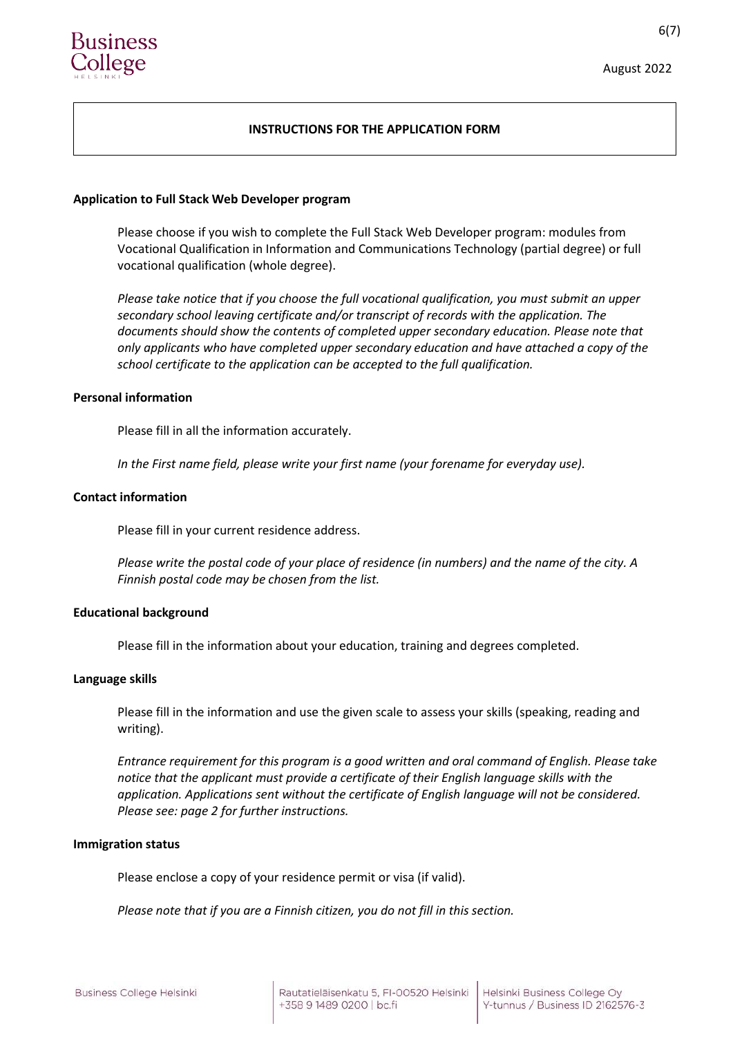# INSTRUCTIONS FOR THE APPLICATION FORM

**Application to Full Stack Web Developer program**

Please choose if you wish to complete the Full Stack Web Developer program: modules from Vocational Qualification in Information and Communications Technology (partial degree) or full vocational qualification (whole degree).

*Please take notice that if you choose the full vocational qualification, you must submit an upper secondary school leaving certificate and/or transcript of records with the application. The documents should show the contents of completed upper secondary education. Please note that only applicants who have completed upper secondary education and have attached a copy of the school certificate to the application can be accepted to the full qualification.*

**Personal information**

Please fill in all the information accurately.

*In the First name field, please write your first name (your forename for everyday use).*

**Contact information**

Please fill in your current residence address.

*Please write the postal code of your place of residence (in numbers) and the name of the city. A Finnish postal code may be chosen from the list.*

**Educational background**

Please fill in the information about your education, training and degrees completed.

**Language skills**

Please fill in the information and use the given scale to assess your skills (speaking, reading and writing).

*Entrance requirement for this program is a good written and oral command of English. Please take notice that the applicant must provide a certificate of their English language skills with the application. Applications sent without the certificate of English language will not be considered. Please see: page 2 for further instructions.*

**Immigration status**

Please enclose a copy of your residence permit or visa (if valid).

*Please note that if you are a Finnish citizen, you do not fill in this section.*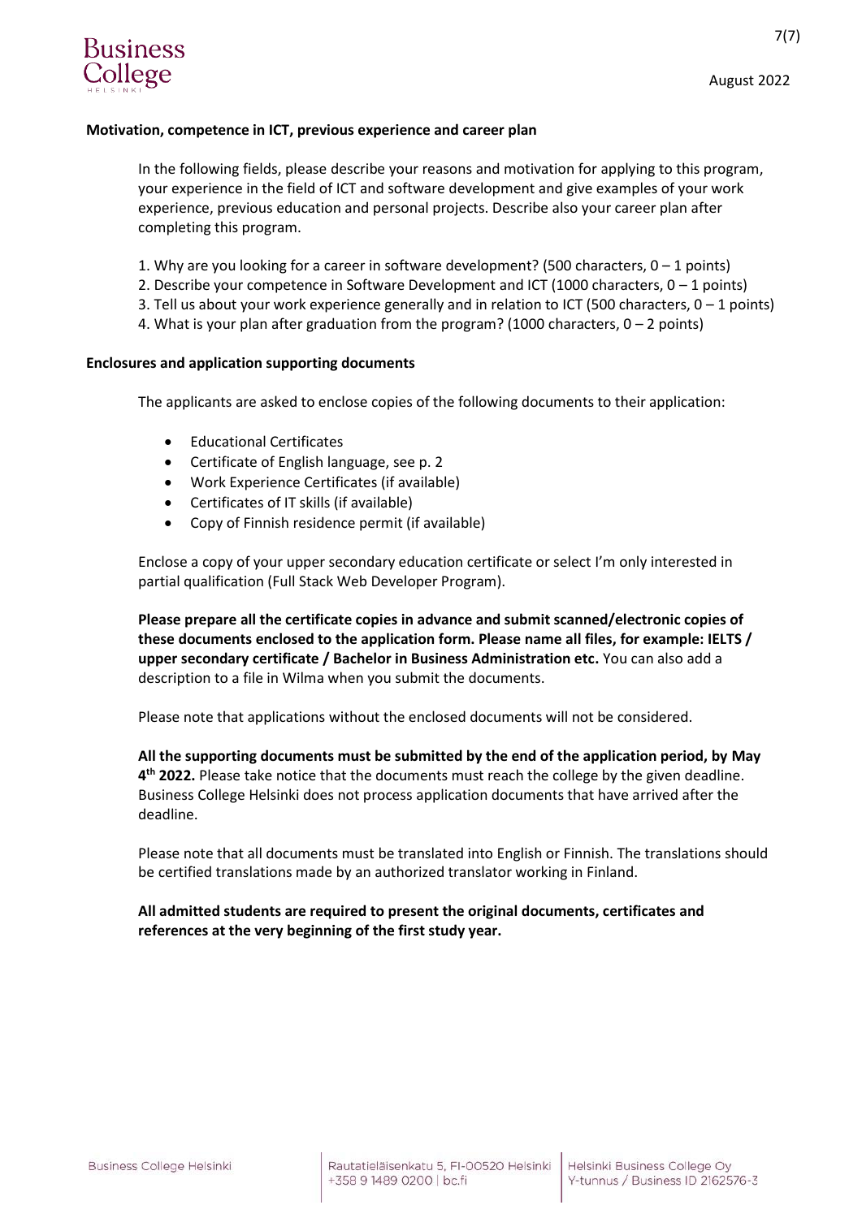**Motivation, competence in ICT, previous experience and career plan**

In the following fields, please describe your reasons and motivation for applying to this program, your experience in the field of ICT and software development and give examples of your work experience, previous education and personal projects. Describe also your career plan after completing this program.

1. Why are you looking for a career in software development? (500 characters, 0 – 1 points)
2. Describe your competence in Software Development and ICT (1000 characters, 0 – 1 points)
3. Tell us about your work experience generally and in relation to ICT (500 characters, 0 – 1 points)
4. What is your plan after graduation from the program? (1000 characters, 0 – 2 points)

**Enclosures and application supporting documents**

The applicants are asked to enclose copies of the following documents to their application:

- Educational Certificates
- Certificate of English language, see p. 2
- Work Experience Certificates (if available)
- Certificates of IT skills (if available)
- Copy of Finnish residence permit (if available)

Enclose a copy of your upper secondary education certificate or select I'm only interested in partial qualification (Full Stack Web Developer Program).

**Please prepare all the certificate copies in advance and submit scanned/electronic copies of these documents enclosed to the application form. Please name all files, for example: IELTS / upper secondary certificate / Bachelor in Business Administration etc.** You can also add a description to a file in Wilma when you submit the documents.

Please note that applications without the enclosed documents will not be considered.

**All the supporting documents must be submitted by the end of the application period, by May 4th 2022.** Please take notice that the documents must reach the college by the given deadline. Business College Helsinki does not process application documents that have arrived after the deadline.

Please note that all documents must be translated into English or Finnish. The translations should be certified translations made by an authorized translator working in Finland.

**All admitted students are required to present the original documents, certificates and references at the very beginning of the first study year.**